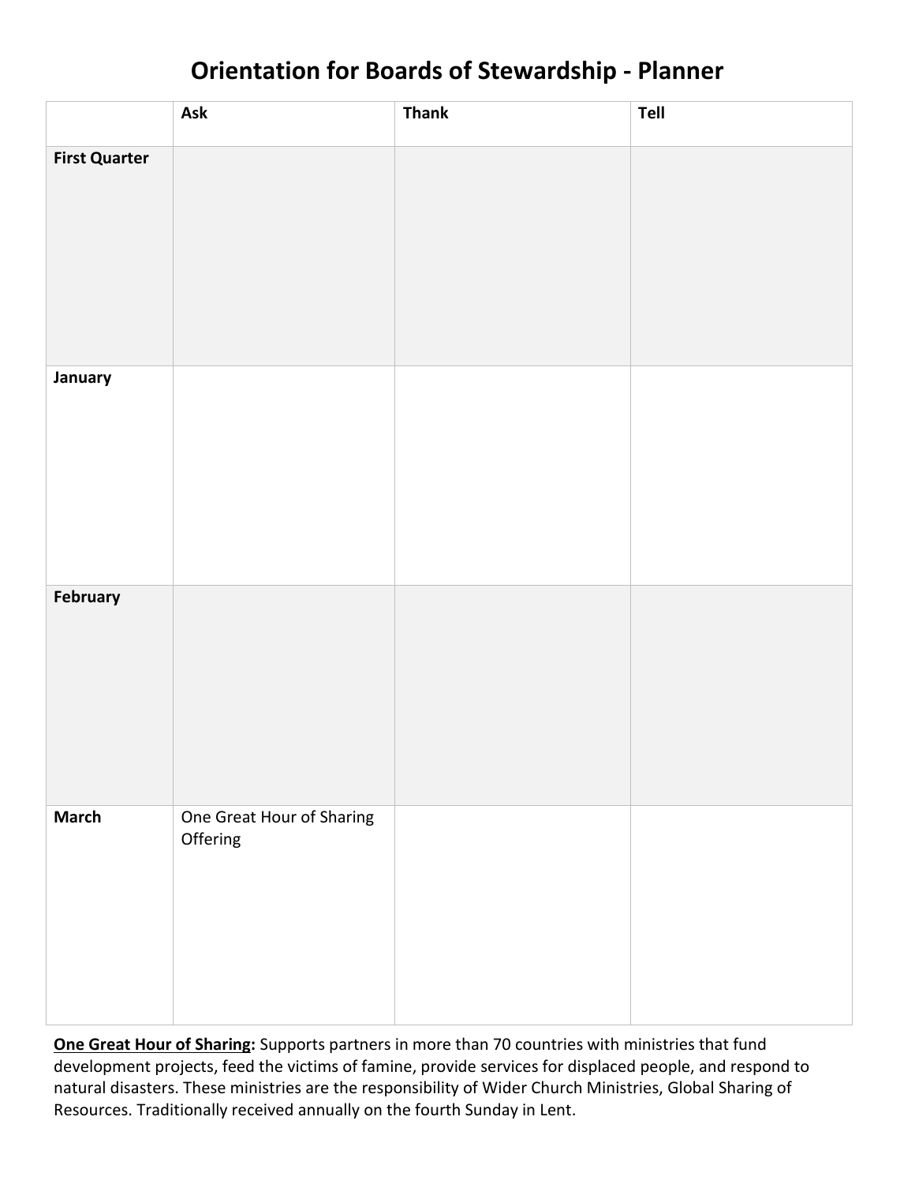# Orientation for Boards of Stewardship - Planner

| | Ask | Thank | Tell |
|---|---|---|---|
| **First Quarter** | | | |
| **January** | | | |
| **February** | | | |
| **March** | One Great Hour of Sharing Offering | | |

**<u>One Great Hour of Sharing</u>:** Supports partners in more than 70 countries with ministries that fund development projects, feed the victims of famine, provide services for displaced people, and respond to natural disasters. These ministries are the responsibility of Wider Church Ministries, Global Sharing of Resources. Traditionally received annually on the fourth Sunday in Lent.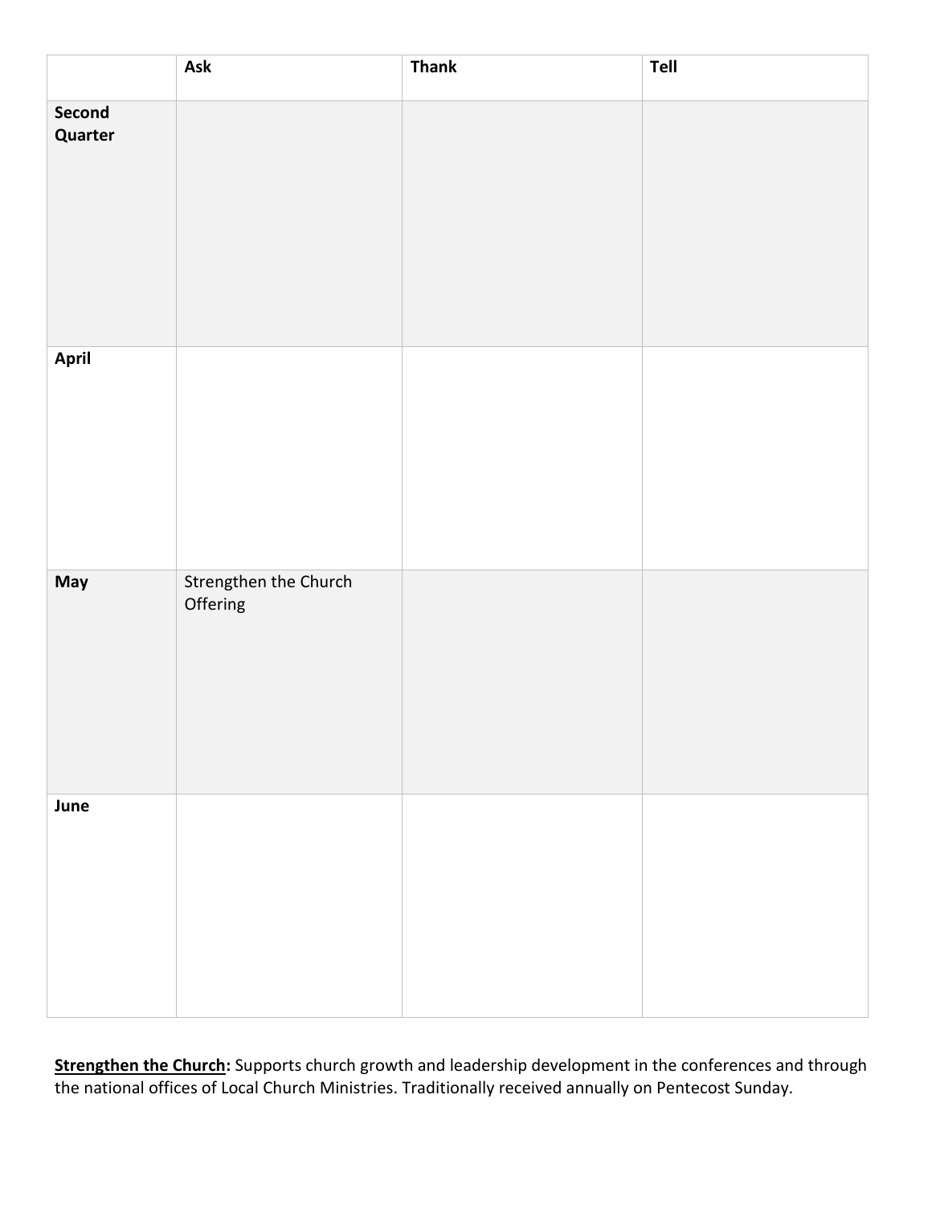| | Ask | Thank | Tell |
|---|---|---|---|
| **Second Quarter** | | | |
| **April** | | | |
| **May** | Strengthen the Church Offering | | |
| **June** | | | |

**<u>Strengthen the Church</u>:** Supports church growth and leadership development in the conferences and through the national offices of Local Church Ministries. Traditionally received annually on Pentecost Sunday.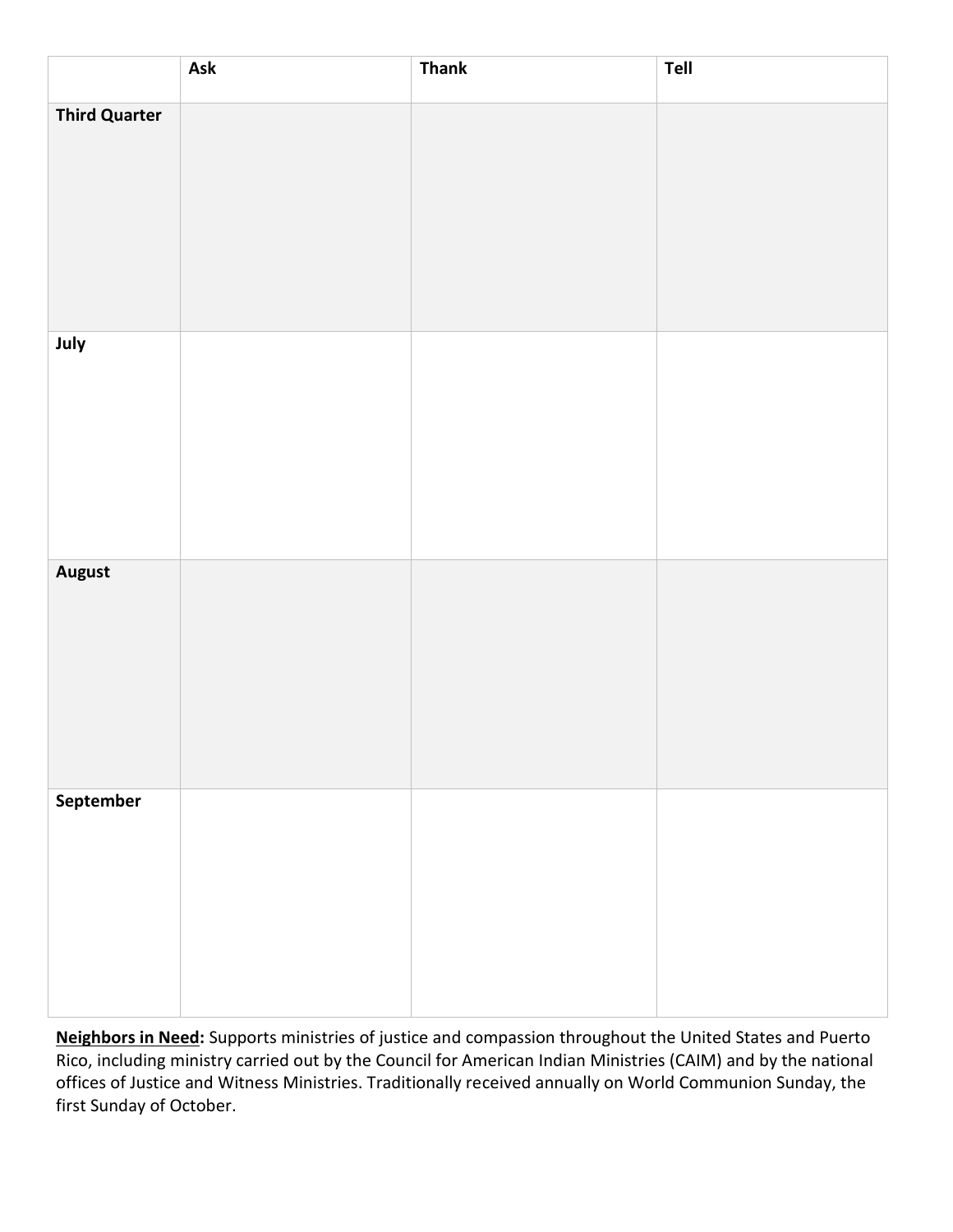| | **Ask** | **Thank** | **Tell** |
|---|---|---|---|
| **Third Quarter** | | | |
| **July** | | | |
| **August** | | | |
| **September** | | | |

**Neighbors in Need:** Supports ministries of justice and compassion throughout the United States and Puerto Rico, including ministry carried out by the Council for American Indian Ministries (CAIM) and by the national offices of Justice and Witness Ministries. Traditionally received annually on World Communion Sunday, the first Sunday of October.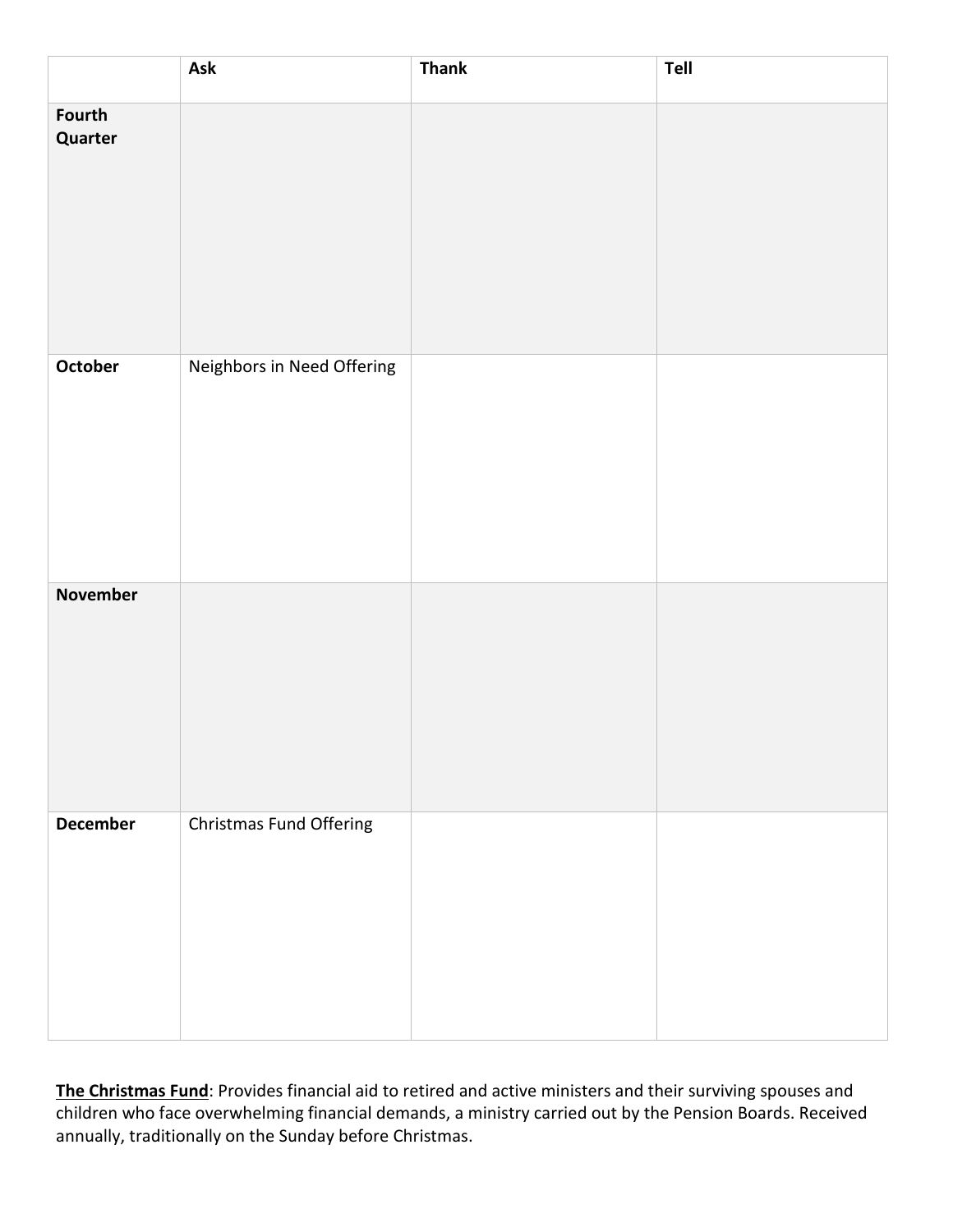| | Ask | Thank | Tell |
|---|---|---|---|
| **Fourth Quarter** | | | |
| **October** | Neighbors in Need Offering | | |
| **November** | | | |
| **December** | Christmas Fund Offering | | |

**<u>The Christmas Fund</u>**: Provides financial aid to retired and active ministers and their surviving spouses and children who face overwhelming financial demands, a ministry carried out by the Pension Boards. Received annually, traditionally on the Sunday before Christmas.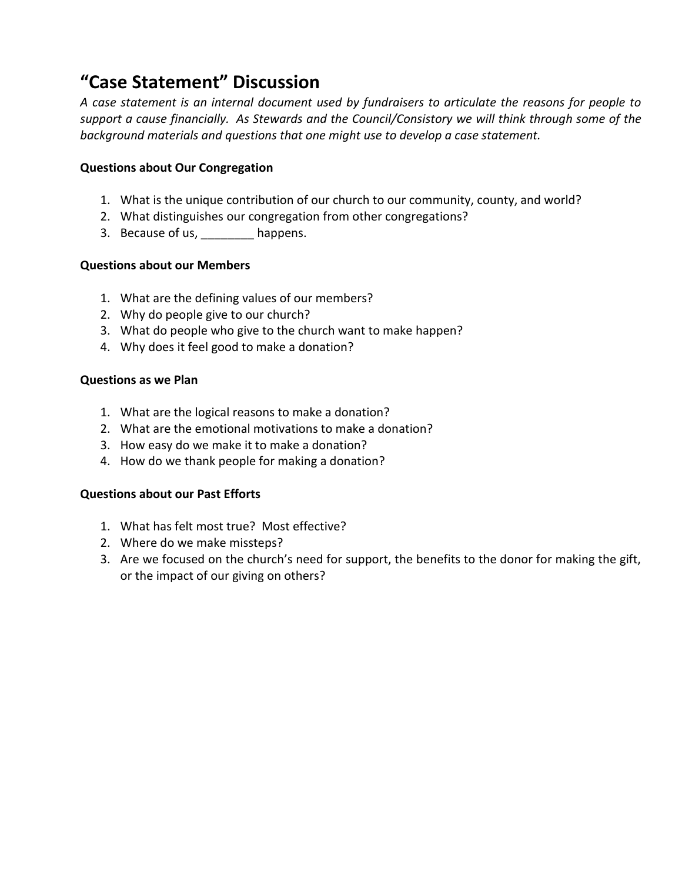# “Case Statement” Discussion

*A case statement is an internal document used by fundraisers to articulate the reasons for people to support a cause financially. As Stewards and the Council/Consistory we will think through some of the background materials and questions that one might use to develop a case statement.*

**Questions about Our Congregation**

1. What is the unique contribution of our church to our community, county, and world?
2. What distinguishes our congregation from other congregations?
3. Because of us, ________ happens.

**Questions about our Members**

1. What are the defining values of our members?
2. Why do people give to our church?
3. What do people who give to the church want to make happen?
4. Why does it feel good to make a donation?

**Questions as we Plan**

1. What are the logical reasons to make a donation?
2. What are the emotional motivations to make a donation?
3. How easy do we make it to make a donation?
4. How do we thank people for making a donation?

**Questions about our Past Efforts**

1. What has felt most true? Most effective?
2. Where do we make missteps?
3. Are we focused on the church’s need for support, the benefits to the donor for making the gift, or the impact of our giving on others?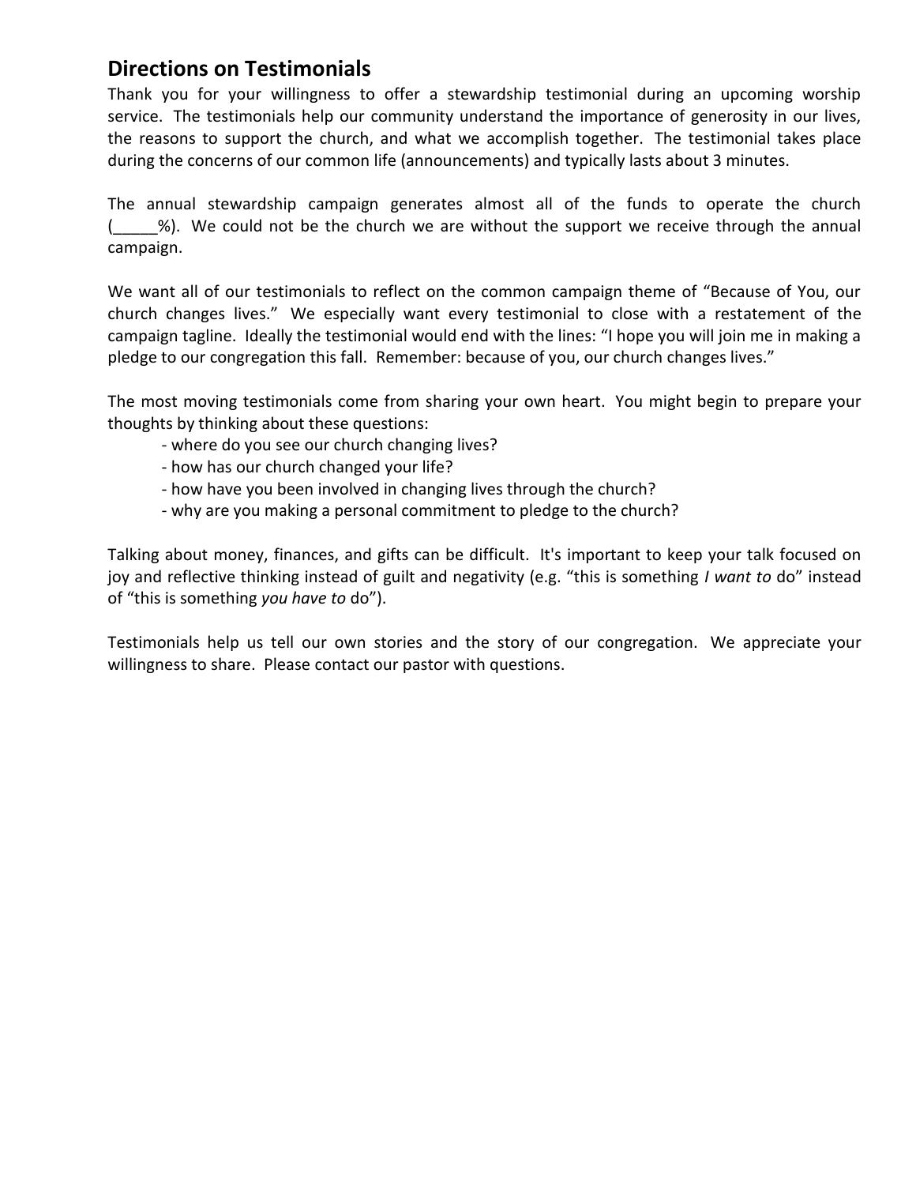## Directions on Testimonials

Thank you for your willingness to offer a stewardship testimonial during an upcoming worship service. The testimonials help our community understand the importance of generosity in our lives, the reasons to support the church, and what we accomplish together. The testimonial takes place during the concerns of our common life (announcements) and typically lasts about 3 minutes.

The annual stewardship campaign generates almost all of the funds to operate the church (_____%). We could not be the church we are without the support we receive through the annual campaign.

We want all of our testimonials to reflect on the common campaign theme of "Because of You, our church changes lives." We especially want every testimonial to close with a restatement of the campaign tagline. Ideally the testimonial would end with the lines: "I hope you will join me in making a pledge to our congregation this fall. Remember: because of you, our church changes lives."

The most moving testimonials come from sharing your own heart. You might begin to prepare your thoughts by thinking about these questions:

- where do you see our church changing lives?
- how has our church changed your life?
- how have you been involved in changing lives through the church?
- why are you making a personal commitment to pledge to the church?

Talking about money, finances, and gifts can be difficult. It's important to keep your talk focused on joy and reflective thinking instead of guilt and negativity (e.g. "this is something *I want to* do" instead of "this is something *you have to* do").

Testimonials help us tell our own stories and the story of our congregation. We appreciate your willingness to share. Please contact our pastor with questions.